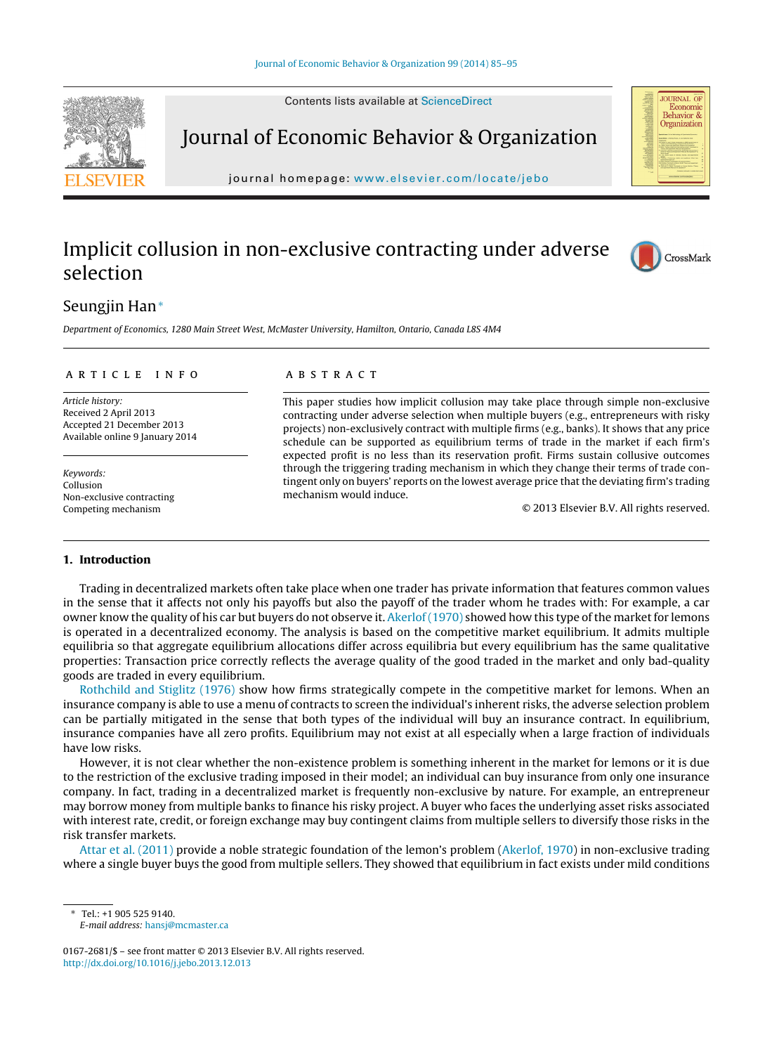# Implicit collusion in non-exclusive contracting under adverse selection

Seungjin Han*

*Department of Economics, 1280 Main Street West, McMaster University, Hamilton, Ontario, Canada L8S 4M4*

## ARTICLE INFO

*Article history:*
Received 2 April 2013
Accepted 21 December 2013
Available online 9 January 2014

*Keywords:*
Collusion
Non-exclusive contracting
Competing mechanism

## ABSTRACT

This paper studies how implicit collusion may take place through simple non-exclusive contracting under adverse selection when multiple buyers (e.g., entrepreneurs with risky projects) non-exclusively contract with multiple firms (e.g., banks). It shows that any price schedule can be supported as equilibrium terms of trade in the market if each firm's expected profit is no less than its reservation profit. Firms sustain collusive outcomes through the triggering trading mechanism in which they change their terms of trade contingent only on buyers' reports on the lowest average price that the deviating firm's trading mechanism would induce.

© 2013 Elsevier B.V. All rights reserved.

## 1. Introduction

Trading in decentralized markets often take place when one trader has private information that features common values in the sense that it affects not only his payoffs but also the payoff of the trader whom he trades with: For example, a car owner know the quality of his car but buyers do not observe it. Akerlof (1970) showed how this type of the market for lemons is operated in a decentralized economy. The analysis is based on the competitive market equilibrium. It admits multiple equilibria so that aggregate equilibrium allocations differ across equilibria but every equilibrium has the same qualitative properties: Transaction price correctly reflects the average quality of the good traded in the market and only bad-quality goods are traded in every equilibrium.

Rothchild and Stiglitz (1976) show how firms strategically compete in the competitive market for lemons. When an insurance company is able to use a menu of contracts to screen the individual's inherent risks, the adverse selection problem can be partially mitigated in the sense that both types of the individual will buy an insurance contract. In equilibrium, insurance companies have all zero profits. Equilibrium may not exist at all especially when a large fraction of individuals have low risks.

However, it is not clear whether the non-existence problem is something inherent in the market for lemons or it is due to the restriction of the exclusive trading imposed in their model; an individual can buy insurance from only one insurance company. In fact, trading in a decentralized market is frequently non-exclusive by nature. For example, an entrepreneur may borrow money from multiple banks to finance his risky project. A buyer who faces the underlying asset risks associated with interest rate, credit, or foreign exchange may buy contingent claims from multiple sellers to diversify those risks in the risk transfer markets.

Attar et al. (2011) provide a noble strategic foundation of the lemon's problem (Akerlof, 1970) in non-exclusive trading where a single buyer buys the good from multiple sellers. They showed that equilibrium in fact exists under mild conditions

---

* Tel.: +1 905 525 9140.
*E-mail address:* hansj@mcmaster.ca

0167-2681/$ – see front matter © 2013 Elsevier B.V. All rights reserved.
http://dx.doi.org/10.1016/j.jebo.2013.12.013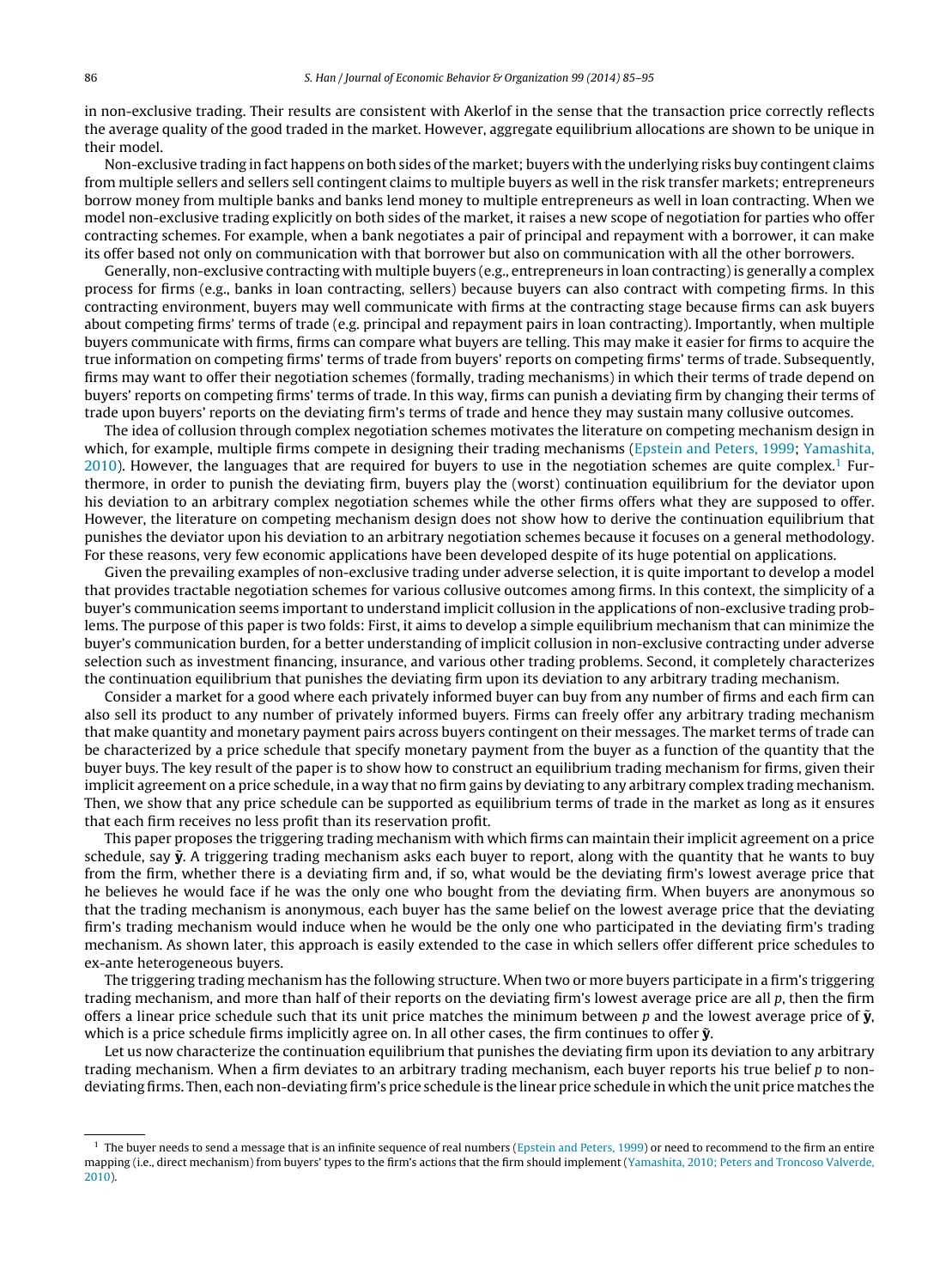in non-exclusive trading. Their results are consistent with Akerlof in the sense that the transaction price correctly reflects the average quality of the good traded in the market. However, aggregate equilibrium allocations are shown to be unique in their model.

Non-exclusive trading in fact happens on both sides of the market; buyers with the underlying risks buy contingent claims from multiple sellers and sellers sell contingent claims to multiple buyers as well in the risk transfer markets; entrepreneurs borrow money from multiple banks and banks lend money to multiple entrepreneurs as well in loan contracting. When we model non-exclusive trading explicitly on both sides of the market, it raises a new scope of negotiation for parties who offer contracting schemes. For example, when a bank negotiates a pair of principal and repayment with a borrower, it can make its offer based not only on communication with that borrower but also on communication with all the other borrowers.

Generally, non-exclusive contracting with multiple buyers (e.g., entrepreneurs in loan contracting) is generally a complex process for firms (e.g., banks in loan contracting, sellers) because buyers can also contract with competing firms. In this contracting environment, buyers may well communicate with firms at the contracting stage because firms can ask buyers about competing firms' terms of trade (e.g. principal and repayment pairs in loan contracting). Importantly, when multiple buyers communicate with firms, firms can compare what buyers are telling. This may make it easier for firms to acquire the true information on competing firms' terms of trade from buyers' reports on competing firms' terms of trade. Subsequently, firms may want to offer their negotiation schemes (formally, trading mechanisms) in which their terms of trade depend on buyers' reports on competing firms' terms of trade. In this way, firms can punish a deviating firm by changing their terms of trade upon buyers' reports on the deviating firm's terms of trade and hence they may sustain many collusive outcomes.

The idea of collusion through complex negotiation schemes motivates the literature on competing mechanism design in which, for example, multiple firms compete in designing their trading mechanisms (Epstein and Peters, 1999; Yamashita, 2010). However, the languages that are required for buyers to use in the negotiation schemes are quite complex.[1] Furthermore, in order to punish the deviating firm, buyers play the (worst) continuation equilibrium for the deviator upon his deviation to an arbitrary complex negotiation schemes while the other firms offers what they are supposed to offer. However, the literature on competing mechanism design does not show how to derive the continuation equilibrium that punishes the deviator upon his deviation to an arbitrary negotiation schemes because it focuses on a general methodology. For these reasons, very few economic applications have been developed despite of its huge potential on applications.

Given the prevailing examples of non-exclusive trading under adverse selection, it is quite important to develop a model that provides tractable negotiation schemes for various collusive outcomes among firms. In this context, the simplicity of a buyer's communication seems important to understand implicit collusion in the applications of non-exclusive trading problems. The purpose of this paper is two folds: First, it aims to develop a simple equilibrium mechanism that can minimize the buyer's communication burden, for a better understanding of implicit collusion in non-exclusive contracting under adverse selection such as investment financing, insurance, and various other trading problems. Second, it completely characterizes the continuation equilibrium that punishes the deviating firm upon its deviation to any arbitrary trading mechanism.

Consider a market for a good where each privately informed buyer can buy from any number of firms and each firm can also sell its product to any number of privately informed buyers. Firms can freely offer any arbitrary trading mechanism that make quantity and monetary payment pairs across buyers contingent on their messages. The market terms of trade can be characterized by a price schedule that specify monetary payment from the buyer as a function of the quantity that the buyer buys. The key result of the paper is to show how to construct an equilibrium trading mechanism for firms, given their implicit agreement on a price schedule, in a way that no firm gains by deviating to any arbitrary complex trading mechanism. Then, we show that any price schedule can be supported as equilibrium terms of trade in the market as long as it ensures that each firm receives no less profit than its reservation profit.

This paper proposes the triggering trading mechanism with which firms can maintain their implicit agreement on a price schedule, say $\tilde{\mathbf{y}}$. A triggering trading mechanism asks each buyer to report, along with the quantity that he wants to buy from the firm, whether there is a deviating firm and, if so, what would be the deviating firm's lowest average price that he believes he would face if he was the only one who bought from the deviating firm. When buyers are anonymous so that the trading mechanism is anonymous, each buyer has the same belief on the lowest average price that the deviating firm's trading mechanism would induce when he would be the only one who participated in the deviating firm's trading mechanism. As shown later, this approach is easily extended to the case in which sellers offer different price schedules to ex-ante heterogeneous buyers.

The triggering trading mechanism has the following structure. When two or more buyers participate in a firm's triggering trading mechanism, and more than half of their reports on the deviating firm's lowest average price are all $p$, then the firm offers a linear price schedule such that its unit price matches the minimum between $p$ and the lowest average price of $\tilde{\mathbf{y}}$, which is a price schedule firms implicitly agree on. In all other cases, the firm continues to offer $\tilde{\mathbf{y}}$.

Let us now characterize the continuation equilibrium that punishes the deviating firm upon its deviation to any arbitrary trading mechanism. When a firm deviates to an arbitrary trading mechanism, each buyer reports his true belief $p$ to non-deviating firms. Then, each non-deviating firm's price schedule is the linear price schedule in which the unit price matches the

[1] The buyer needs to send a message that is an infinite sequence of real numbers (Epstein and Peters, 1999) or need to recommend to the firm an entire mapping (i.e., direct mechanism) from buyers' types to the firm's actions that the firm should implement (Yamashita, 2010; Peters and Troncoso Valverde, 2010).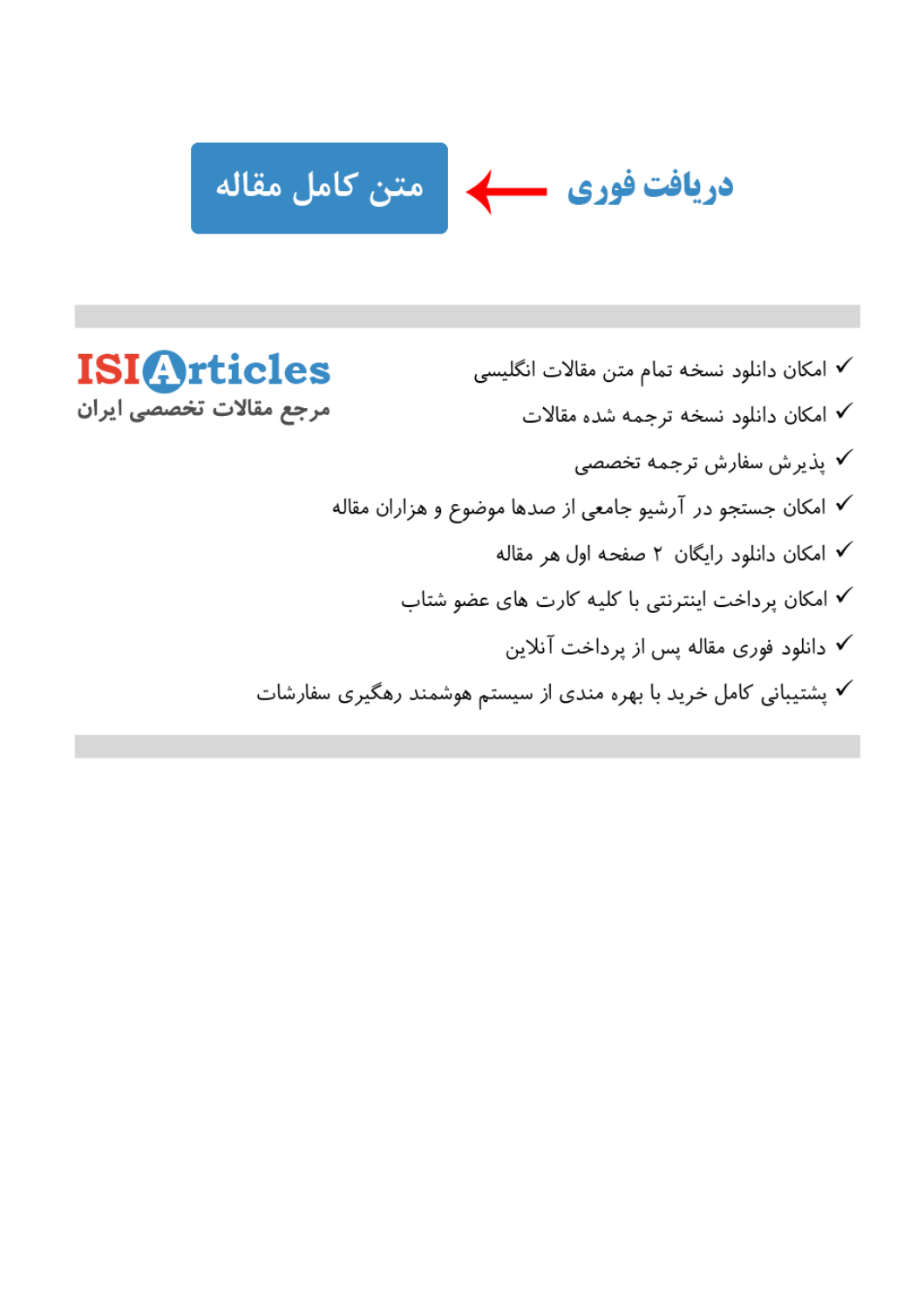دریافت فوری ← متن کامل مقاله

**ISIArticles**

مرجع مقالات تخصصی ایران

- ✓ امکان دانلود نسخه تمام متن مقالات انگلیسی
- ✓ امکان دانلود نسخه ترجمه شده مقالات
- ✓ پذیرش سفارش ترجمه تخصصی
- ✓ امکان جستجو در آرشیو جامعی از صدها موضوع و هزاران مقاله
- ✓ امکان دانلود رایگان ۲ صفحه اول هر مقاله
- ✓ امکان پرداخت اینترنتی با کلیه کارت های عضو شتاب
- ✓ دانلود فوری مقاله پس از پرداخت آنلاین
- ✓ پشتیبانی کامل خرید با بهره مندی از سیستم هوشمند رهگیری سفارشات